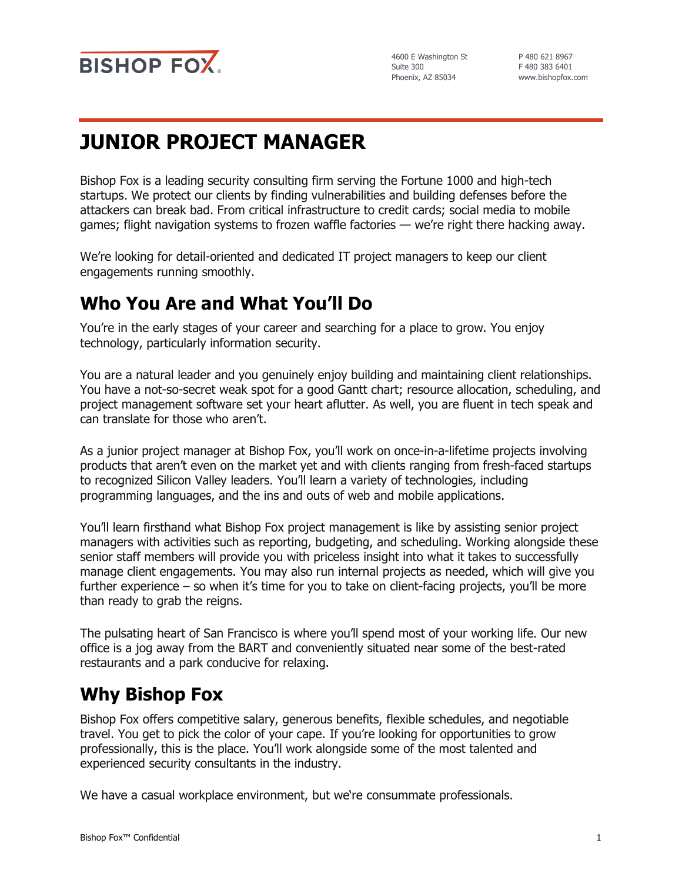BISHOP FOX

4600 E Washington St
Suite 300
Phoenix, AZ 85034

P 480 621 8967
F 480 383 6401
www.bishopfox.com

# JUNIOR PROJECT MANAGER

Bishop Fox is a leading security consulting firm serving the Fortune 1000 and high-tech startups. We protect our clients by finding vulnerabilities and building defenses before the attackers can break bad. From critical infrastructure to credit cards; social media to mobile games; flight navigation systems to frozen waffle factories — we're right there hacking away.

We're looking for detail-oriented and dedicated IT project managers to keep our client engagements running smoothly.

## Who You Are and What You'll Do

You're in the early stages of your career and searching for a place to grow. You enjoy technology, particularly information security.

You are a natural leader and you genuinely enjoy building and maintaining client relationships. You have a not-so-secret weak spot for a good Gantt chart; resource allocation, scheduling, and project management software set your heart aflutter. As well, you are fluent in tech speak and can translate for those who aren't.

As a junior project manager at Bishop Fox, you'll work on once-in-a-lifetime projects involving products that aren't even on the market yet and with clients ranging from fresh-faced startups to recognized Silicon Valley leaders. You'll learn a variety of technologies, including programming languages, and the ins and outs of web and mobile applications.

You'll learn firsthand what Bishop Fox project management is like by assisting senior project managers with activities such as reporting, budgeting, and scheduling. Working alongside these senior staff members will provide you with priceless insight into what it takes to successfully manage client engagements. You may also run internal projects as needed, which will give you further experience – so when it's time for you to take on client-facing projects, you'll be more than ready to grab the reigns.

The pulsating heart of San Francisco is where you'll spend most of your working life. Our new office is a jog away from the BART and conveniently situated near some of the best-rated restaurants and a park conducive for relaxing.

## Why Bishop Fox

Bishop Fox offers competitive salary, generous benefits, flexible schedules, and negotiable travel. You get to pick the color of your cape. If you're looking for opportunities to grow professionally, this is the place. You'll work alongside some of the most talented and experienced security consultants in the industry.

We have a casual workplace environment, but we're consummate professionals.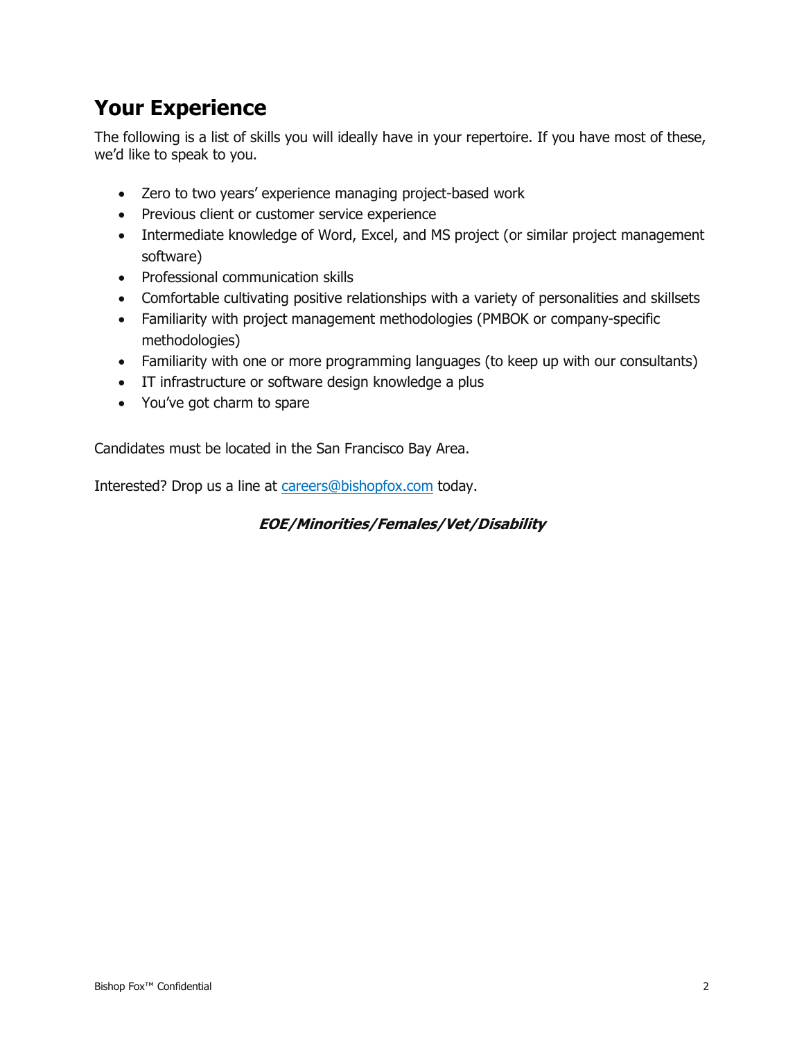## Your Experience

The following is a list of skills you will ideally have in your repertoire. If you have most of these, we'd like to speak to you.

- Zero to two years' experience managing project-based work
- Previous client or customer service experience
- Intermediate knowledge of Word, Excel, and MS project (or similar project management software)
- Professional communication skills
- Comfortable cultivating positive relationships with a variety of personalities and skillsets
- Familiarity with project management methodologies (PMBOK or company-specific methodologies)
- Familiarity with one or more programming languages (to keep up with our consultants)
- IT infrastructure or software design knowledge a plus
- You've got charm to spare

Candidates must be located in the San Francisco Bay Area.

Interested? Drop us a line at careers@bishopfox.com today.

***EOE/Minorities/Females/Vet/Disability***